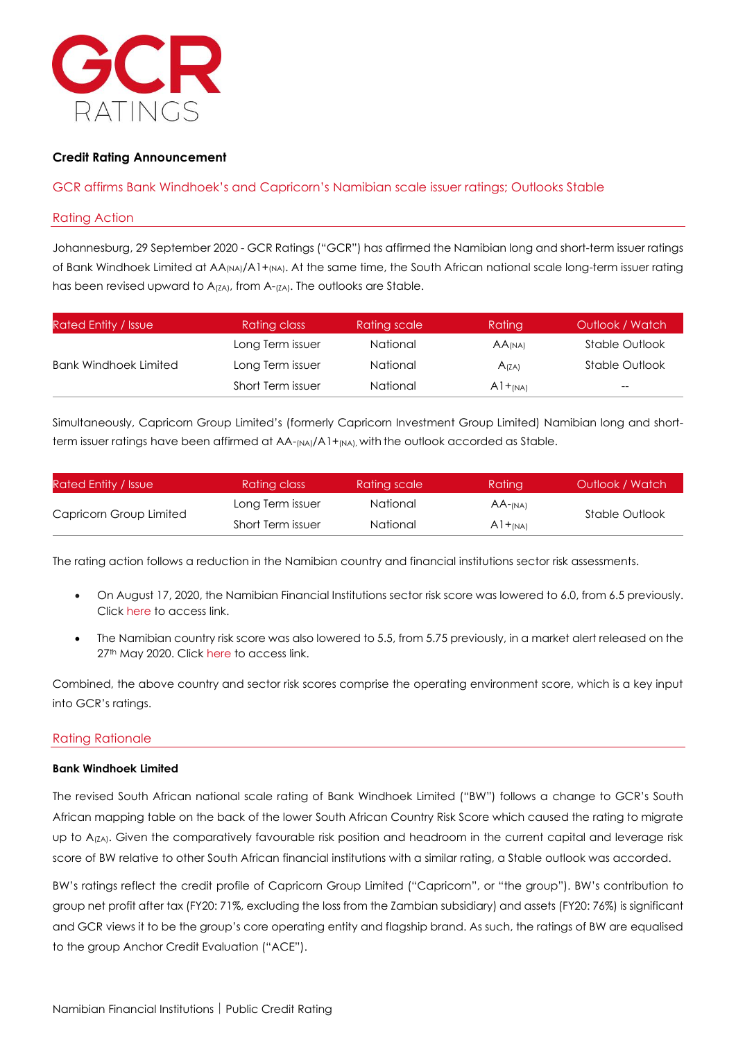# GCR RATINGS

**Credit Rating Announcement**

## GCR affirms Bank Windhoek's and Capricorn's Namibian scale issuer ratings; Outlooks Stable

### Rating Action

Johannesburg, 29 September 2020 - GCR Ratings ("GCR") has affirmed the Namibian long and short-term issuer ratings of Bank Windhoek Limited at $AA_{(NA)}$/$A1+_{(NA)}$. At the same time, the South African national scale long-term issuer rating has been revised upward to $A_{(ZA)}$, from $A-_{(ZA)}$. The outlooks are Stable.

| Rated Entity / Issue | Rating class | Rating scale | Rating | Outlook / Watch |
|---|---|---|---|---|
| Bank Windhoek Limited | Long Term issuer | National | $AA_{(NA)}$ | Stable Outlook |
| | Long Term issuer | National | $A_{(ZA)}$ | Stable Outlook |
| | Short Term issuer | National | $A1+_{(NA)}$ | -- |

Simultaneously, Capricorn Group Limited's (formerly Capricorn Investment Group Limited) Namibian long and short-term issuer ratings have been affirmed at $AA-_{(NA)}$/$A1+_{(NA)}$, with the outlook accorded as Stable.

| Rated Entity / Issue | Rating class | Rating scale | Rating | Outlook / Watch |
|---|---|---|---|---|
| Capricorn Group Limited | Long Term issuer | National | $AA-_{(NA)}$ | Stable Outlook |
| | Short Term issuer | National | $A1+_{(NA)}$ | |

The rating action follows a reduction in the Namibian country and financial institutions sector risk assessments.

- On August 17, 2020, the Namibian Financial Institutions sector risk score was lowered to 6.0, from 6.5 previously. Click here to access link.
- The Namibian country risk score was also lowered to 5.5, from 5.75 previously, in a market alert released on the 27th May 2020. Click here to access link.

Combined, the above country and sector risk scores comprise the operating environment score, which is a key input into GCR's ratings.

### Rating Rationale

**Bank Windhoek Limited**

The revised South African national scale rating of Bank Windhoek Limited ("BW") follows a change to GCR's South African mapping table on the back of the lower South African Country Risk Score which caused the rating to migrate up to $A_{(ZA)}$. Given the comparatively favourable risk position and headroom in the current capital and leverage risk score of BW relative to other South African financial institutions with a similar rating, a Stable outlook was accorded.

BW's ratings reflect the credit profile of Capricorn Group Limited ("Capricorn", or "the group"). BW's contribution to group net profit after tax (FY20: 71%, excluding the loss from the Zambian subsidiary) and assets (FY20: 76%) is significant and GCR views it to be the group's core operating entity and flagship brand. As such, the ratings of BW are equalised to the group Anchor Credit Evaluation ("ACE").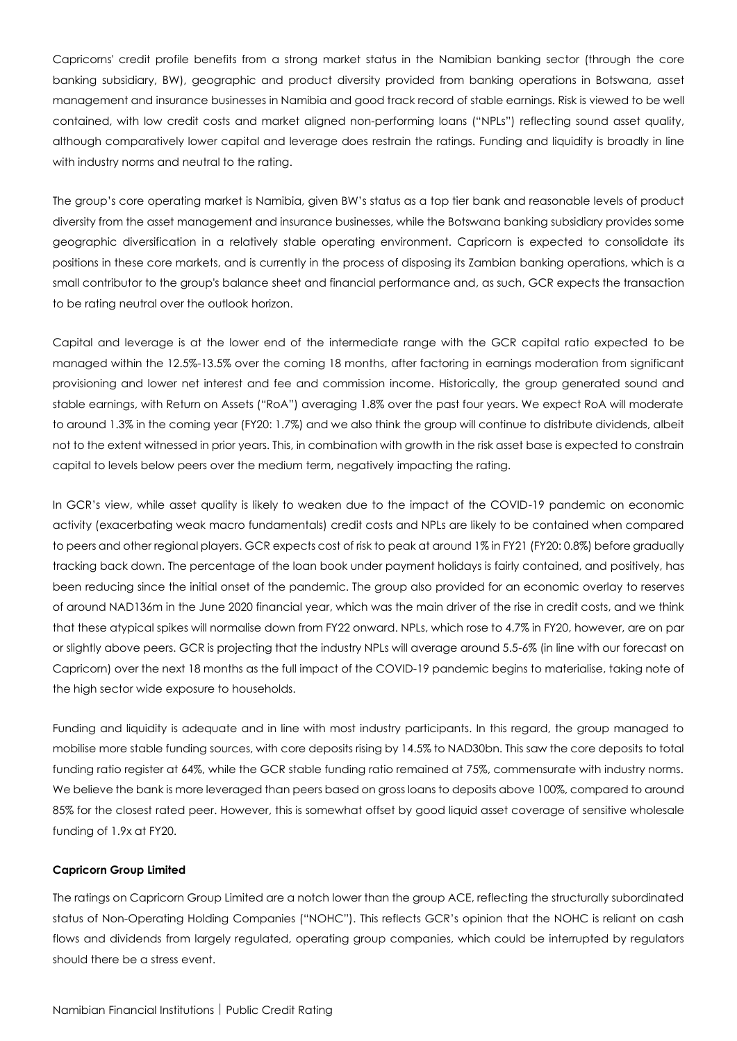Capricorns' credit profile benefits from a strong market status in the Namibian banking sector (through the core banking subsidiary, BW), geographic and product diversity provided from banking operations in Botswana, asset management and insurance businesses in Namibia and good track record of stable earnings. Risk is viewed to be well contained, with low credit costs and market aligned non-performing loans ("NPLs") reflecting sound asset quality, although comparatively lower capital and leverage does restrain the ratings. Funding and liquidity is broadly in line with industry norms and neutral to the rating.

The group's core operating market is Namibia, given BW's status as a top tier bank and reasonable levels of product diversity from the asset management and insurance businesses, while the Botswana banking subsidiary provides some geographic diversification in a relatively stable operating environment. Capricorn is expected to consolidate its positions in these core markets, and is currently in the process of disposing its Zambian banking operations, which is a small contributor to the group's balance sheet and financial performance and, as such, GCR expects the transaction to be rating neutral over the outlook horizon.

Capital and leverage is at the lower end of the intermediate range with the GCR capital ratio expected to be managed within the 12.5%-13.5% over the coming 18 months, after factoring in earnings moderation from significant provisioning and lower net interest and fee and commission income. Historically, the group generated sound and stable earnings, with Return on Assets ("RoA") averaging 1.8% over the past four years. We expect RoA will moderate to around 1.3% in the coming year (FY20: 1.7%) and we also think the group will continue to distribute dividends, albeit not to the extent witnessed in prior years. This, in combination with growth in the risk asset base is expected to constrain capital to levels below peers over the medium term, negatively impacting the rating.

In GCR's view, while asset quality is likely to weaken due to the impact of the COVID-19 pandemic on economic activity (exacerbating weak macro fundamentals) credit costs and NPLs are likely to be contained when compared to peers and other regional players. GCR expects cost of risk to peak at around 1% in FY21 (FY20: 0.8%) before gradually tracking back down. The percentage of the loan book under payment holidays is fairly contained, and positively, has been reducing since the initial onset of the pandemic. The group also provided for an economic overlay to reserves of around NAD136m in the June 2020 financial year, which was the main driver of the rise in credit costs, and we think that these atypical spikes will normalise down from FY22 onward. NPLs, which rose to 4.7% in FY20, however, are on par or slightly above peers. GCR is projecting that the industry NPLs will average around 5.5-6% (in line with our forecast on Capricorn) over the next 18 months as the full impact of the COVID-19 pandemic begins to materialise, taking note of the high sector wide exposure to households.

Funding and liquidity is adequate and in line with most industry participants. In this regard, the group managed to mobilise more stable funding sources, with core deposits rising by 14.5% to NAD30bn. This saw the core deposits to total funding ratio register at 64%, while the GCR stable funding ratio remained at 75%, commensurate with industry norms. We believe the bank is more leveraged than peers based on gross loans to deposits above 100%, compared to around 85% for the closest rated peer. However, this is somewhat offset by good liquid asset coverage of sensitive wholesale funding of 1.9x at FY20.

**Capricorn Group Limited**

The ratings on Capricorn Group Limited are a notch lower than the group ACE, reflecting the structurally subordinated status of Non-Operating Holding Companies ("NOHC"). This reflects GCR's opinion that the NOHC is reliant on cash flows and dividends from largely regulated, operating group companies, which could be interrupted by regulators should there be a stress event.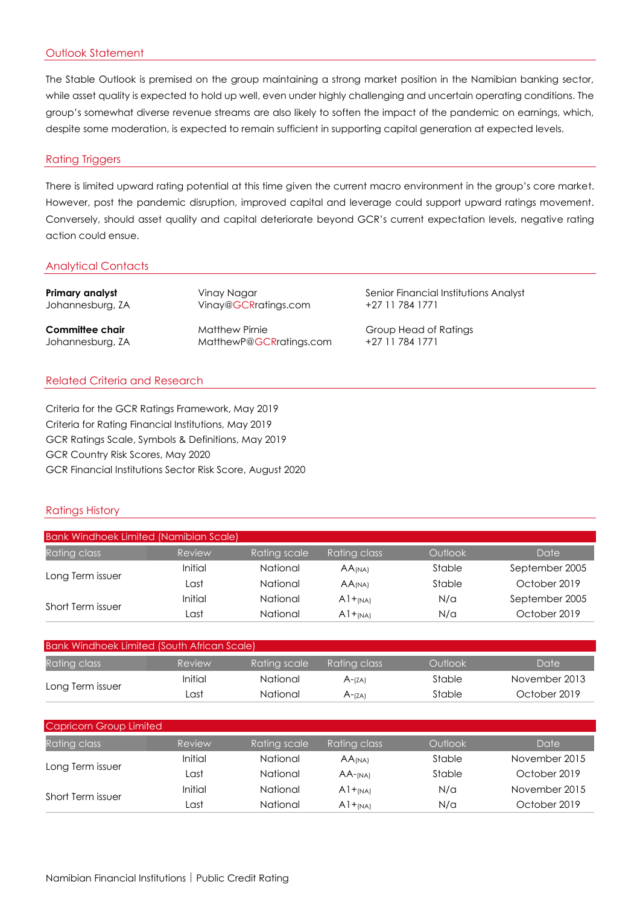## Outlook Statement

The Stable Outlook is premised on the group maintaining a strong market position in the Namibian banking sector, while asset quality is expected to hold up well, even under highly challenging and uncertain operating conditions. The group's somewhat diverse revenue streams are also likely to soften the impact of the pandemic on earnings, which, despite some moderation, is expected to remain sufficient in supporting capital generation at expected levels.

## Rating Triggers

There is limited upward rating potential at this time given the current macro environment in the group's core market. However, post the pandemic disruption, improved capital and leverage could support upward ratings movement. Conversely, should asset quality and capital deteriorate beyond GCR's current expectation levels, negative rating action could ensue.

## Analytical Contacts

| | | |
|---|---|---|
| **Primary analyst** Johannesburg, ZA | Vinay Nagar Vinay@GCRratings.com | Senior Financial Institutions Analyst +27 11 784 1771 |
| **Committee chair** Johannesburg, ZA | Matthew Pirnie MatthewP@GCRratings.com | Group Head of Ratings +27 11 784 1771 |

## Related Criteria and Research

Criteria for the GCR Ratings Framework, May 2019
Criteria for Rating Financial Institutions, May 2019
GCR Ratings Scale, Symbols & Definitions, May 2019
GCR Country Risk Scores, May 2020
GCR Financial Institutions Sector Risk Score, August 2020

## Ratings History

**Bank Windhoek Limited (Namibian Scale)**

| Rating class | Review | Rating scale | Rating class | Outlook | Date |
|---|---|---|---|---|---|
| Long Term issuer | Initial | National | AA(NA) | Stable | September 2005 |
| | Last | National | AA(NA) | Stable | October 2019 |
| Short Term issuer | Initial | National | A1+(NA) | N/a | September 2005 |
| | Last | National | A1+(NA) | N/a | October 2019 |

**Bank Windhoek Limited (South African Scale)**

| Rating class | Review | Rating scale | Rating class | Outlook | Date |
|---|---|---|---|---|---|
| Long Term issuer | Initial | National | A-(ZA) | Stable | November 2013 |
| | Last | National | A-(ZA) | Stable | October 2019 |

**Capricorn Group Limited**

| Rating class | Review | Rating scale | Rating class | Outlook | Date |
|---|---|---|---|---|---|
| Long Term issuer | Initial | National | AA(NA) | Stable | November 2015 |
| | Last | National | AA-(NA) | Stable | October 2019 |
| Short Term issuer | Initial | National | A1+(NA) | N/a | November 2015 |
| | Last | National | A1+(NA) | N/a | October 2019 |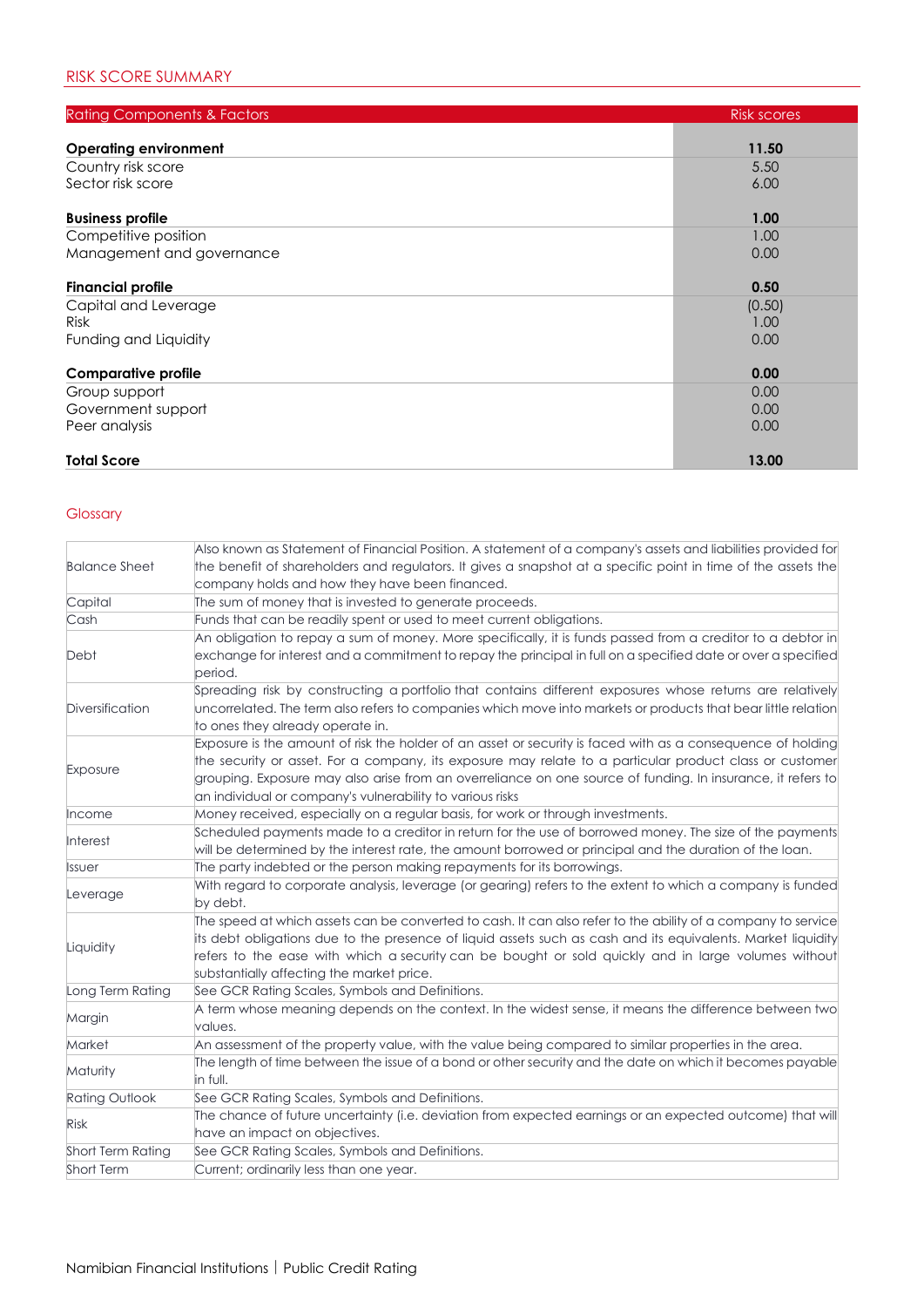## RISK SCORE SUMMARY

| Rating Components & Factors | Risk scores |
|---|---|
| **Operating environment** | **11.50** |
| Country risk score | 5.50 |
| Sector risk score | 6.00 |
| **Business profile** | **1.00** |
| Competitive position | 1.00 |
| Management and governance | 0.00 |
| **Financial profile** | **0.50** |
| Capital and Leverage | (0.50) |
| Risk | 1.00 |
| Funding and Liquidity | 0.00 |
| **Comparative profile** | **0.00** |
| Group support | 0.00 |
| Government support | 0.00 |
| Peer analysis | 0.00 |
| **Total Score** | **13.00** |

## Glossary

| | |
|---|---|
| Balance Sheet | Also known as Statement of Financial Position. A statement of a company's assets and liabilities provided for the benefit of shareholders and regulators. It gives a snapshot at a specific point in time of the assets the company holds and how they have been financed. |
| Capital | The sum of money that is invested to generate proceeds. |
| Cash | Funds that can be readily spent or used to meet current obligations. |
| Debt | An obligation to repay a sum of money. More specifically, it is funds passed from a creditor to a debtor in exchange for interest and a commitment to repay the principal in full on a specified date or over a specified period. |
| Diversification | Spreading risk by constructing a portfolio that contains different exposures whose returns are relatively uncorrelated. The term also refers to companies which move into markets or products that bear little relation to ones they already operate in. |
| Exposure | Exposure is the amount of risk the holder of an asset or security is faced with as a consequence of holding the security or asset. For a company, its exposure may relate to a particular product class or customer grouping. Exposure may also arise from an overreliance on one source of funding. In insurance, it refers to an individual or company's vulnerability to various risks |
| Income | Money received, especially on a regular basis, for work or through investments. |
| Interest | Scheduled payments made to a creditor in return for the use of borrowed money. The size of the payments will be determined by the interest rate, the amount borrowed or principal and the duration of the loan. |
| Issuer | The party indebted or the person making repayments for its borrowings. |
| Leverage | With regard to corporate analysis, leverage (or gearing) refers to the extent to which a company is funded by debt. |
| Liquidity | The speed at which assets can be converted to cash. It can also refer to the ability of a company to service its debt obligations due to the presence of liquid assets such as cash and its equivalents. Market liquidity refers to the ease with which a security can be bought or sold quickly and in large volumes without substantially affecting the market price. |
| Long Term Rating | See GCR Rating Scales, Symbols and Definitions. |
| Margin | A term whose meaning depends on the context. In the widest sense, it means the difference between two values. |
| Market | An assessment of the property value, with the value being compared to similar properties in the area. |
| Maturity | The length of time between the issue of a bond or other security and the date on which it becomes payable in full. |
| Rating Outlook | See GCR Rating Scales, Symbols and Definitions. |
| Risk | The chance of future uncertainty (i.e. deviation from expected earnings or an expected outcome) that will have an impact on objectives. |
| Short Term Rating | See GCR Rating Scales, Symbols and Definitions. |
| Short Term | Current; ordinarily less than one year. |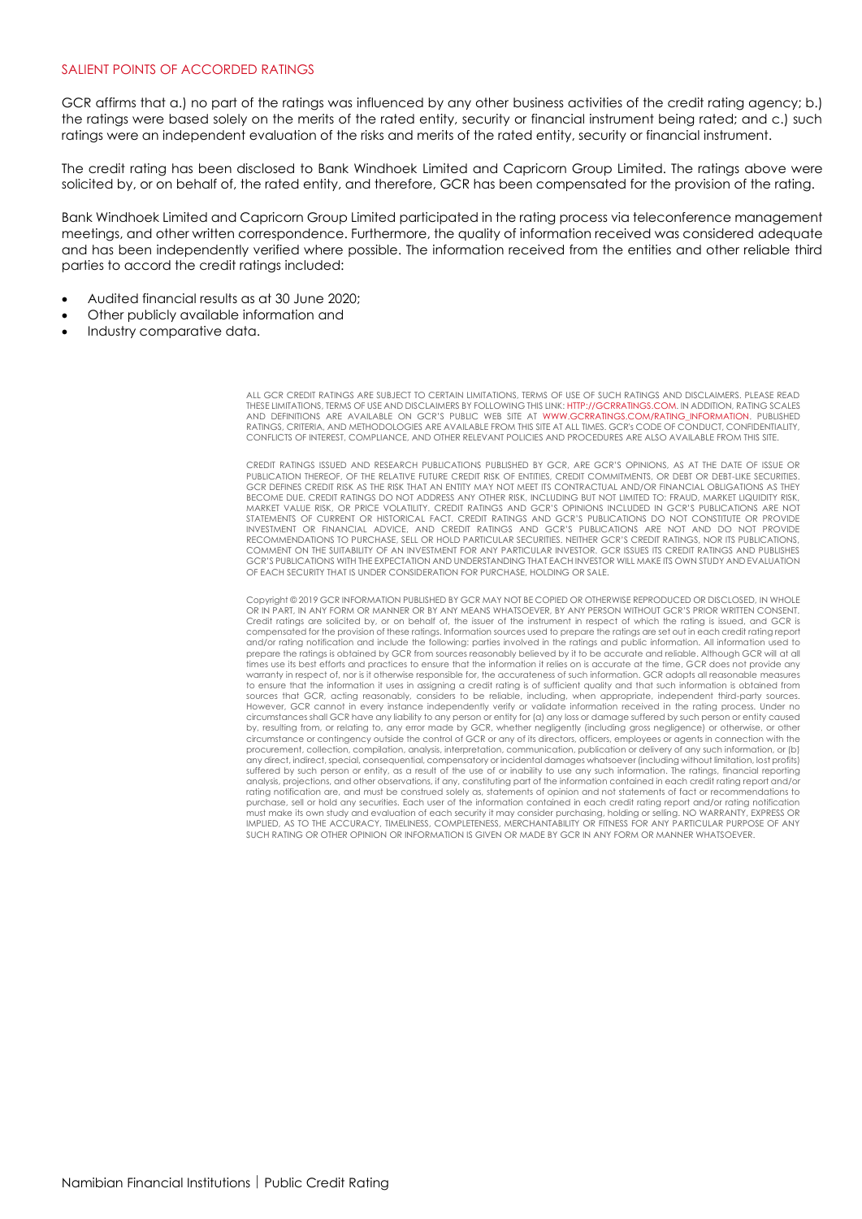## SALIENT POINTS OF ACCORDED RATINGS

GCR affirms that a.) no part of the ratings was influenced by any other business activities of the credit rating agency; b.) the ratings were based solely on the merits of the rated entity, security or financial instrument being rated; and c.) such ratings were an independent evaluation of the risks and merits of the rated entity, security or financial instrument.

The credit rating has been disclosed to Bank Windhoek Limited and Capricorn Group Limited. The ratings above were solicited by, or on behalf of, the rated entity, and therefore, GCR has been compensated for the provision of the rating.

Bank Windhoek Limited and Capricorn Group Limited participated in the rating process via teleconference management meetings, and other written correspondence. Furthermore, the quality of information received was considered adequate and has been independently verified where possible. The information received from the entities and other reliable third parties to accord the credit ratings included:

- Audited financial results as at 30 June 2020;
- Other publicly available information and
- Industry comparative data.

ALL GCR CREDIT RATINGS ARE SUBJECT TO CERTAIN LIMITATIONS, TERMS OF USE OF SUCH RATINGS AND DISCLAIMERS. PLEASE READ THESE LIMITATIONS, TERMS OF USE AND DISCLAIMERS BY FOLLOWING THIS LINK: HTTP://GCRRATINGS.COM. IN ADDITION, RATING SCALES AND DEFINITIONS ARE AVAILABLE ON GCR'S PUBLIC WEB SITE AT WWW.GCRRATINGS.COM/RATING_INFORMATION. PUBLISHED RATINGS, CRITERIA, AND METHODOLOGIES ARE AVAILABLE FROM THIS SITE AT ALL TIMES. GCR's CODE OF CONDUCT, CONFIDENTIALITY, CONFLICTS OF INTEREST, COMPLIANCE, AND OTHER RELEVANT POLICIES AND PROCEDURES ARE ALSO AVAILABLE FROM THIS SITE.

CREDIT RATINGS ISSUED AND RESEARCH PUBLICATIONS PUBLISHED BY GCR, ARE GCR'S OPINIONS, AS AT THE DATE OF ISSUE OR PUBLICATION THEREOF, OF THE RELATIVE FUTURE CREDIT RISK OF ENTITIES, CREDIT COMMITMENTS, OR DEBT OR DEBT-LIKE SECURITIES. GCR DEFINES CREDIT RISK AS THE RISK THAT AN ENTITY MAY NOT MEET ITS CONTRACTUAL AND/OR FINANCIAL OBLIGATIONS AS THEY BECOME DUE. CREDIT RATINGS DO NOT ADDRESS ANY OTHER RISK, INCLUDING BUT NOT LIMITED TO: FRAUD, MARKET LIQUIDITY RISK, MARKET VALUE RISK, OR PRICE VOLATILITY. CREDIT RATINGS AND GCR'S OPINIONS INCLUDED IN GCR'S PUBLICATIONS ARE NOT STATEMENTS OF CURRENT OR HISTORICAL FACT. CREDIT RATINGS AND GCR'S PUBLICATIONS DO NOT CONSTITUTE OR PROVIDE INVESTMENT OR FINANCIAL ADVICE, AND CREDIT RATINGS AND GCR'S PUBLICATIONS ARE NOT AND DO NOT PROVIDE RECOMMENDATIONS TO PURCHASE, SELL OR HOLD PARTICULAR SECURITIES. NEITHER GCR'S CREDIT RATINGS, NOR ITS PUBLICATIONS, COMMENT ON THE SUITABILITY OF AN INVESTMENT FOR ANY PARTICULAR INVESTOR. GCR ISSUES ITS CREDIT RATINGS AND PUBLISHES GCR'S PUBLICATIONS WITH THE EXPECTATION AND UNDERSTANDING THAT EACH INVESTOR WILL MAKE ITS OWN STUDY AND EVALUATION OF EACH SECURITY THAT IS UNDER CONSIDERATION FOR PURCHASE, HOLDING OR SALE.

Copyright © 2019 GCR INFORMATION PUBLISHED BY GCR MAY NOT BE COPIED OR OTHERWISE REPRODUCED OR DISCLOSED, IN WHOLE OR IN PART, IN ANY FORM OR MANNER OR BY ANY MEANS WHATSOEVER, BY ANY PERSON WITHOUT GCR'S PRIOR WRITTEN CONSENT. Credit ratings are solicited by, or on behalf of, the issuer of the instrument in respect of which the rating is issued, and GCR is compensated for the provision of these ratings. Information sources used to prepare the ratings are set out in each credit rating report and/or rating notification and include the following: parties involved in the ratings and public information. All information used to prepare the ratings is obtained by GCR from sources reasonably believed by it to be accurate and reliable. Although GCR will at all times use its best efforts and practices to ensure that the information it relies on is accurate at the time, GCR does not provide any warranty in respect of, nor is it otherwise responsible for, the accurateness of such information. GCR adopts all reasonable measures to ensure that the information it uses in assigning a credit rating is of sufficient quality and that such information is obtained from sources that GCR, acting reasonably, considers to be reliable, including, when appropriate, independent third-party sources. However, GCR cannot in every instance independently verify or validate information received in the rating process. Under no circumstances shall GCR have any liability to any person or entity for (a) any loss or damage suffered by such person or entity caused by, resulting from, or relating to, any error made by GCR, whether negligently (including gross negligence) or otherwise, or other circumstance or contingency outside the control of GCR or any of its directors, officers, employees or agents in connection with the procurement, collection, compilation, analysis, interpretation, communication, publication or delivery of any such information, or (b) any direct, indirect, special, consequential, compensatory or incidental damages whatsoever (including without limitation, lost profits) suffered by such person or entity, as a result of the use of or inability to use any such information. The ratings, financial reporting analysis, projections, and other observations, if any, constituting part of the information contained in each credit rating report and/or rating notification are, and must be construed solely as, statements of opinion and not statements of fact or recommendations to purchase, sell or hold any securities. Each user of the information contained in each credit rating report and/or rating notification must make its own study and evaluation of each security it may consider purchasing, holding or selling. NO WARRANTY, EXPRESS OR IMPLIED, AS TO THE ACCURACY, TIMELINESS, COMPLETENESS, MERCHANTABILITY OR FITNESS FOR ANY PARTICULAR PURPOSE OF ANY SUCH RATING OR OTHER OPINION OR INFORMATION IS GIVEN OR MADE BY GCR IN ANY FORM OR MANNER WHATSOEVER.